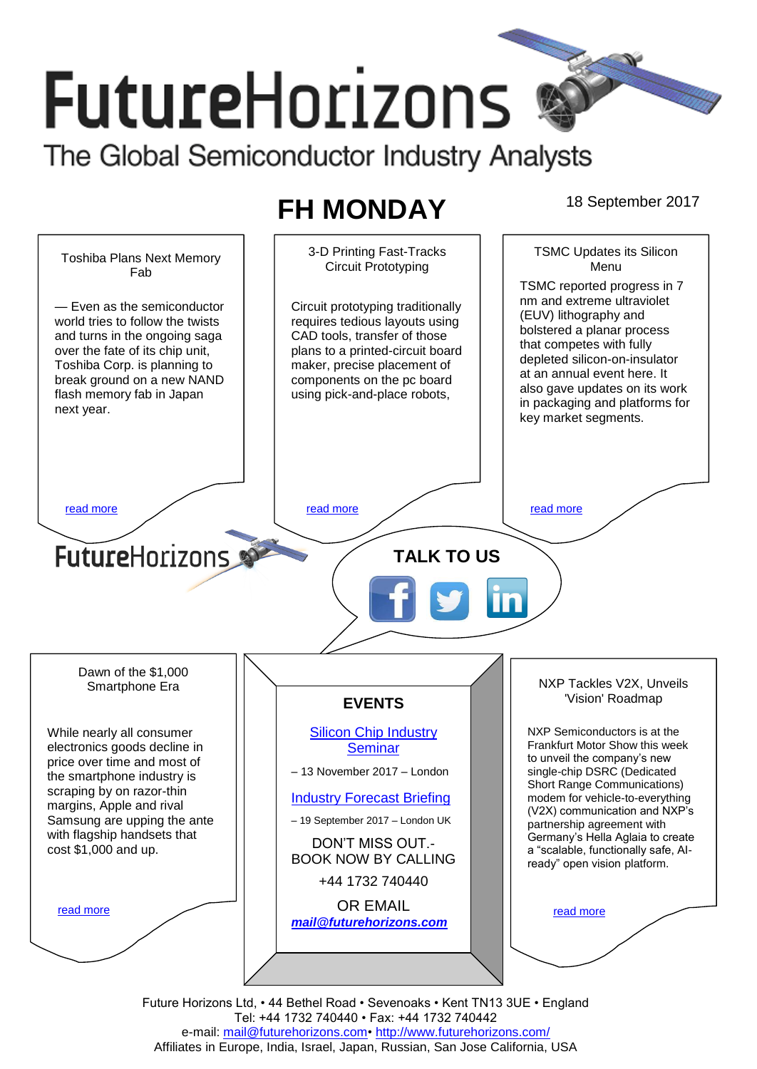# FutureHorizons

The Global Semiconductor Industry Analysts

## FH MONDAY

18 September 2017

### Toshiba Plans Next Memory Fab

— Even as the semiconductor world tries to follow the twists and turns in the ongoing saga over the fate of its chip unit, Toshiba Corp. is planning to break ground on a new NAND flash memory fab in Japan next year.

read more

### 3-D Printing Fast-Tracks Circuit Prototyping

Circuit prototyping traditionally requires tedious layouts using CAD tools, transfer of those plans to a printed-circuit board maker, precise placement of components on the pc board using pick-and-place robots,

read more

### TSMC Updates its Silicon Menu

TSMC reported progress in 7 nm and extreme ultraviolet (EUV) lithography and bolstered a planar process that competes with fully depleted silicon-on-insulator at an annual event here. It also gave updates on its work in packaging and platforms for key market segments.

read more

FutureHorizons

**TALK TO US**

### Dawn of the $1,000 Smartphone Era

While nearly all consumer electronics goods decline in price over time and most of the smartphone industry is scraping by on razor-thin margins, Apple and rival Samsung are upping the ante with flagship handsets that cost $1,000 and up.

read more

### EVENTS

Silicon Chip Industry Seminar

– 13 November 2017 – London

Industry Forecast Briefing

– 19 September 2017 – London UK

DON'T MISS OUT.- BOOK NOW BY CALLING

+44 1732 740440

OR EMAIL

***mail@futurehorizons.com***

### NXP Tackles V2X, Unveils 'Vision' Roadmap

NXP Semiconductors is at the Frankfurt Motor Show this week to unveil the company's new single-chip DSRC (Dedicated Short Range Communications) modem for vehicle-to-everything (V2X) communication and NXP's partnership agreement with Germany's Hella Aglaia to create a "scalable, functionally safe, AI-ready" open vision platform.

read more

Future Horizons Ltd, • 44 Bethel Road • Sevenoaks • Kent TN13 3UE • England
Tel: +44 1732 740440 • Fax: +44 1732 740442
e-mail: mail@futurehorizons.com• http://www.futurehorizons.com/
Affiliates in Europe, India, Israel, Japan, Russian, San Jose California, USA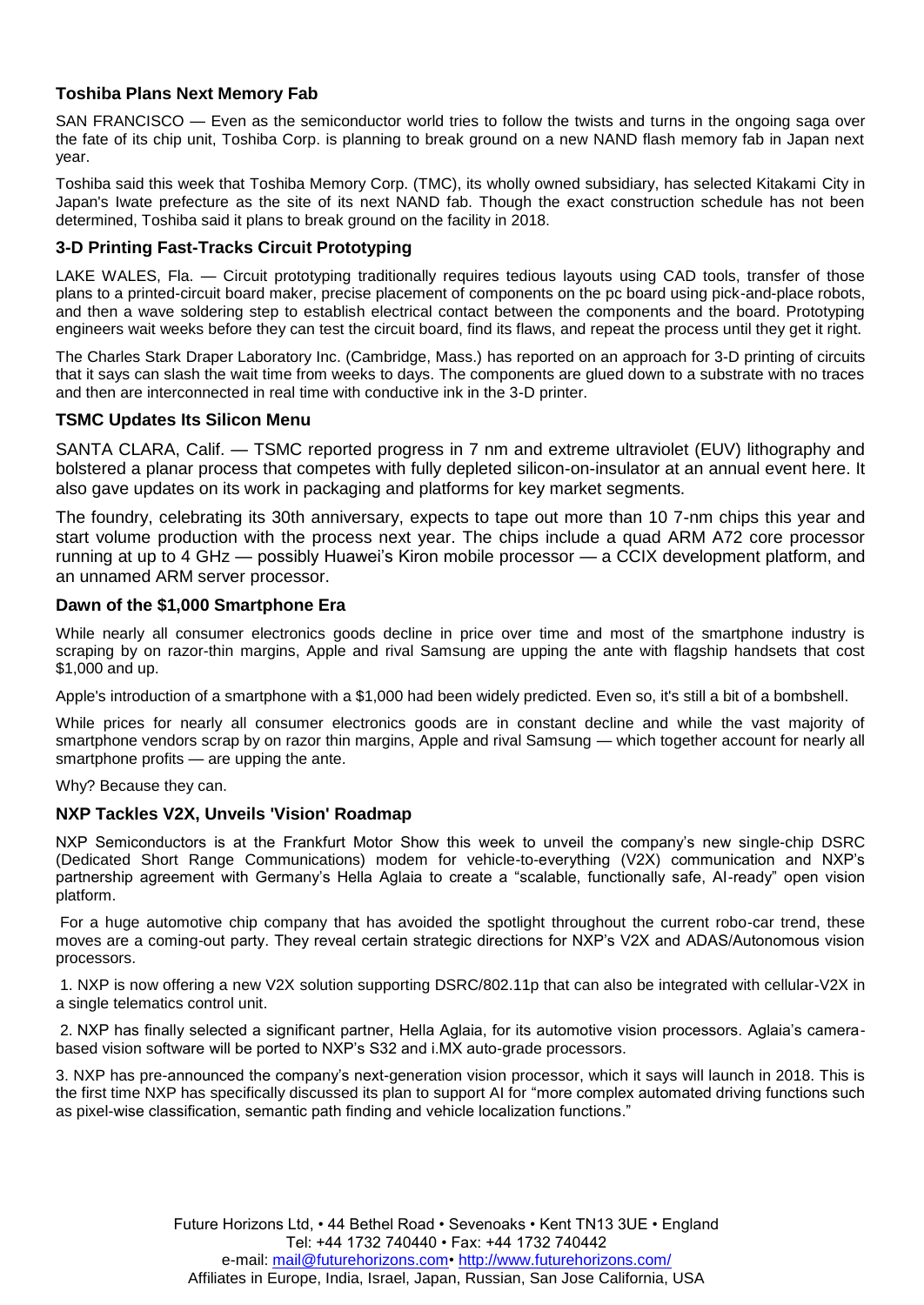### Toshiba Plans Next Memory Fab

SAN FRANCISCO — Even as the semiconductor world tries to follow the twists and turns in the ongoing saga over the fate of its chip unit, Toshiba Corp. is planning to break ground on a new NAND flash memory fab in Japan next year.

Toshiba said this week that Toshiba Memory Corp. (TMC), its wholly owned subsidiary, has selected Kitakami City in Japan's Iwate prefecture as the site of its next NAND fab. Though the exact construction schedule has not been determined, Toshiba said it plans to break ground on the facility in 2018.

### 3-D Printing Fast-Tracks Circuit Prototyping

LAKE WALES, Fla. — Circuit prototyping traditionally requires tedious layouts using CAD tools, transfer of those plans to a printed-circuit board maker, precise placement of components on the pc board using pick-and-place robots, and then a wave soldering step to establish electrical contact between the components and the board. Prototyping engineers wait weeks before they can test the circuit board, find its flaws, and repeat the process until they get it right.

The Charles Stark Draper Laboratory Inc. (Cambridge, Mass.) has reported on an approach for 3-D printing of circuits that it says can slash the wait time from weeks to days. The components are glued down to a substrate with no traces and then are interconnected in real time with conductive ink in the 3-D printer.

### TSMC Updates Its Silicon Menu

SANTA CLARA, Calif. — TSMC reported progress in 7 nm and extreme ultraviolet (EUV) lithography and bolstered a planar process that competes with fully depleted silicon-on-insulator at an annual event here. It also gave updates on its work in packaging and platforms for key market segments.

The foundry, celebrating its 30th anniversary, expects to tape out more than 10 7-nm chips this year and start volume production with the process next year. The chips include a quad ARM A72 core processor running at up to 4 GHz — possibly Huawei's Kiron mobile processor — a CCIX development platform, and an unnamed ARM server processor.

### Dawn of the $1,000 Smartphone Era

While nearly all consumer electronics goods decline in price over time and most of the smartphone industry is scraping by on razor-thin margins, Apple and rival Samsung are upping the ante with flagship handsets that cost $1,000 and up.

Apple's introduction of a smartphone with a $1,000 had been widely predicted. Even so, it's still a bit of a bombshell.

While prices for nearly all consumer electronics goods are in constant decline and while the vast majority of smartphone vendors scrap by on razor thin margins, Apple and rival Samsung — which together account for nearly all smartphone profits — are upping the ante.

Why? Because they can.

### NXP Tackles V2X, Unveils 'Vision' Roadmap

NXP Semiconductors is at the Frankfurt Motor Show this week to unveil the company's new single-chip DSRC (Dedicated Short Range Communications) modem for vehicle-to-everything (V2X) communication and NXP's partnership agreement with Germany's Hella Aglaia to create a "scalable, functionally safe, AI-ready" open vision platform.

For a huge automotive chip company that has avoided the spotlight throughout the current robo-car trend, these moves are a coming-out party. They reveal certain strategic directions for NXP's V2X and ADAS/Autonomous vision processors.

1. NXP is now offering a new V2X solution supporting DSRC/802.11p that can also be integrated with cellular-V2X in a single telematics control unit.

2. NXP has finally selected a significant partner, Hella Aglaia, for its automotive vision processors. Aglaia's camera-based vision software will be ported to NXP's S32 and i.MX auto-grade processors.

3. NXP has pre-announced the company's next-generation vision processor, which it says will launch in 2018. This is the first time NXP has specifically discussed its plan to support AI for "more complex automated driving functions such as pixel-wise classification, semantic path finding and vehicle localization functions."

Future Horizons Ltd, • 44 Bethel Road • Sevenoaks • Kent TN13 3UE • England
Tel: +44 1732 740440 • Fax: +44 1732 740442
e-mail: mail@futurehorizons.com• http://www.futurehorizons.com/
Affiliates in Europe, India, Israel, Japan, Russian, San Jose California, USA